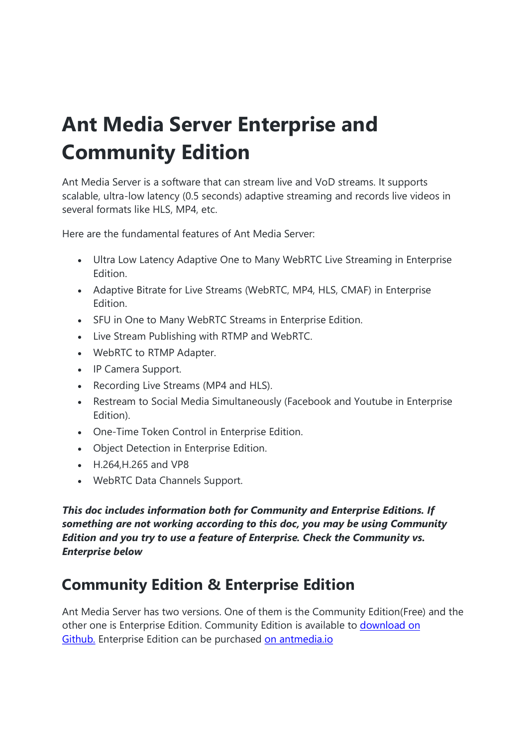# Ant Media Server Enterprise and Community Edition

Ant Media Server is a software that can stream live and VoD streams. It supports scalable, ultra-low latency (0.5 seconds) adaptive streaming and records live videos in several formats like HLS, MP4, etc.

Here are the fundamental features of Ant Media Server:

- Ultra Low Latency Adaptive One to Many WebRTC Live Streaming in Enterprise Edition.
- Adaptive Bitrate for Live Streams (WebRTC, MP4, HLS, CMAF) in Enterprise Edition.
- SFU in One to Many WebRTC Streams in Enterprise Edition.
- Live Stream Publishing with RTMP and WebRTC.
- WebRTC to RTMP Adapter.
- IP Camera Support.
- Recording Live Streams (MP4 and HLS).
- Restream to Social Media Simultaneously (Facebook and Youtube in Enterprise Edition).
- One-Time Token Control in Enterprise Edition.
- Object Detection in Enterprise Edition.
- H.264,H.265 and VP8
- WebRTC Data Channels Support.

***This doc includes information both for Community and Enterprise Editions. If something are not working according to this doc, you may be using Community Edition and you try to use a feature of Enterprise. Check the Community vs. Enterprise below***

## Community Edition & Enterprise Edition

Ant Media Server has two versions. One of them is the Community Edition(Free) and the other one is Enterprise Edition. Community Edition is available to [download on Github.]() Enterprise Edition can be purchased [on antmedia.io]()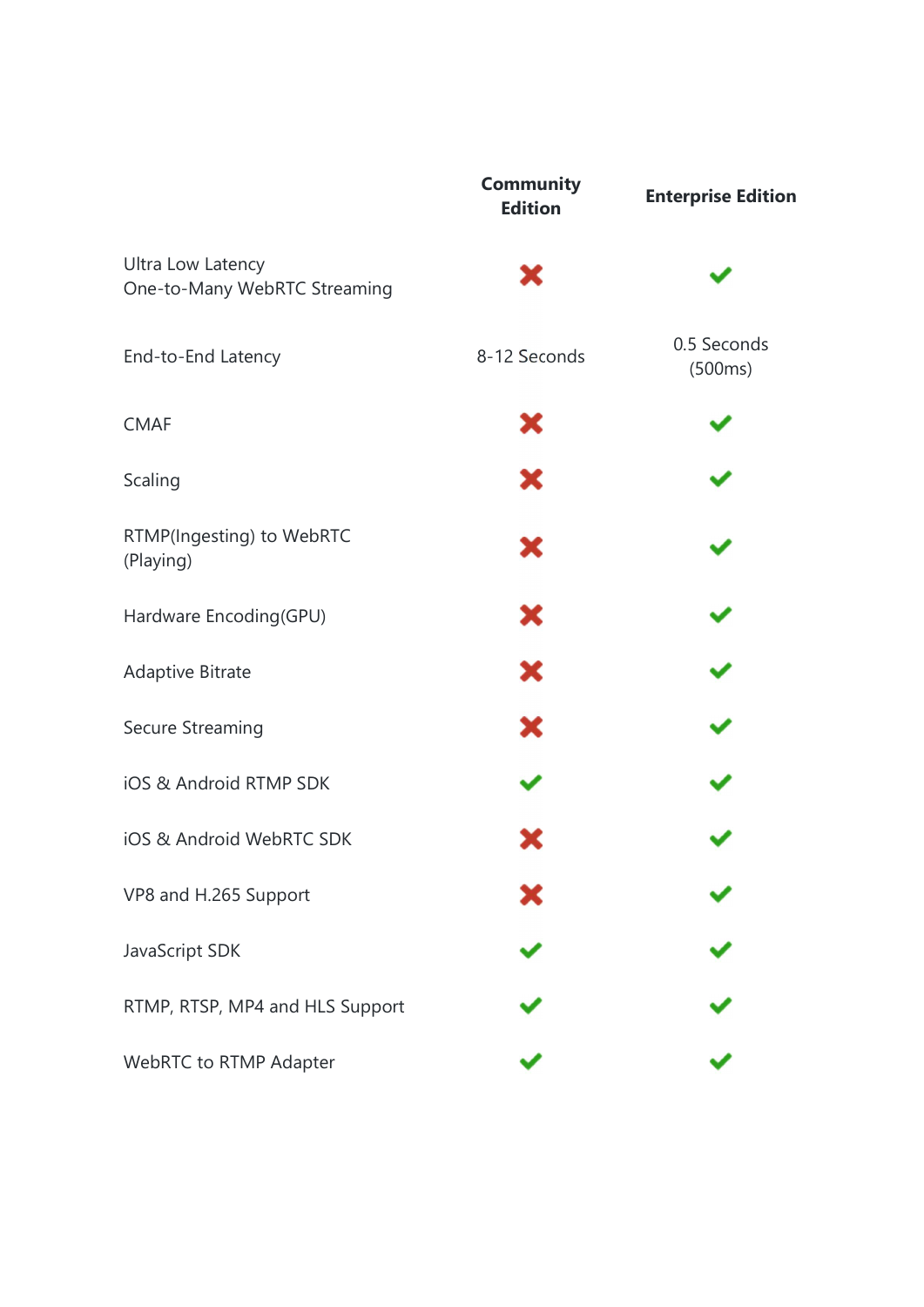| | Community Edition | Enterprise Edition |
|---|---|---|
| Ultra Low Latency One-to-Many WebRTC Streaming | ✖ | ✔ |
| End-to-End Latency | 8-12 Seconds | 0.5 Seconds (500ms) |
| CMAF | ✖ | ✔ |
| Scaling | ✖ | ✔ |
| RTMP(Ingesting) to WebRTC (Playing) | ✖ | ✔ |
| Hardware Encoding(GPU) | ✖ | ✔ |
| Adaptive Bitrate | ✖ | ✔ |
| Secure Streaming | ✖ | ✔ |
| iOS & Android RTMP SDK | ✔ | ✔ |
| iOS & Android WebRTC SDK | ✖ | ✔ |
| VP8 and H.265 Support | ✖ | ✔ |
| JavaScript SDK | ✔ | ✔ |
| RTMP, RTSP, MP4 and HLS Support | ✔ | ✔ |
| WebRTC to RTMP Adapter | ✔ | ✔ |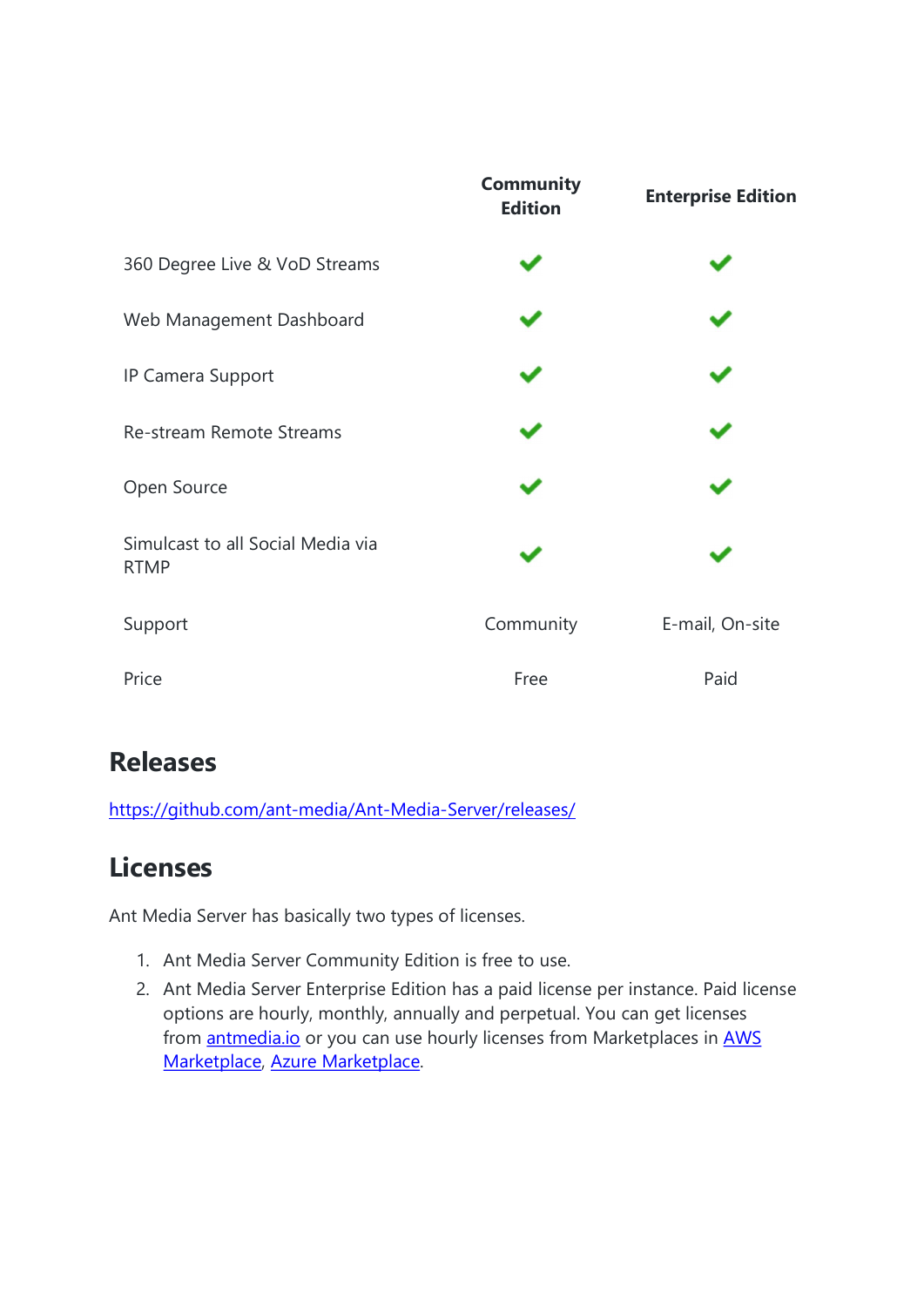| | Community Edition | Enterprise Edition |
|---|---|---|
| 360 Degree Live & VoD Streams | ✔ | ✔ |
| Web Management Dashboard | ✔ | ✔ |
| IP Camera Support | ✔ | ✔ |
| Re-stream Remote Streams | ✔ | ✔ |
| Open Source | ✔ | ✔ |
| Simulcast to all Social Media via RTMP | ✔ | ✔ |
| Support | Community | E-mail, On-site |
| Price | Free | Paid |

## Releases

https://github.com/ant-media/Ant-Media-Server/releases/

## Licenses

Ant Media Server has basically two types of licenses.

1. Ant Media Server Community Edition is free to use.
2. Ant Media Server Enterprise Edition has a paid license per instance. Paid license options are hourly, monthly, annually and perpetual. You can get licenses from antmedia.io or you can use hourly licenses from Marketplaces in AWS Marketplace, Azure Marketplace.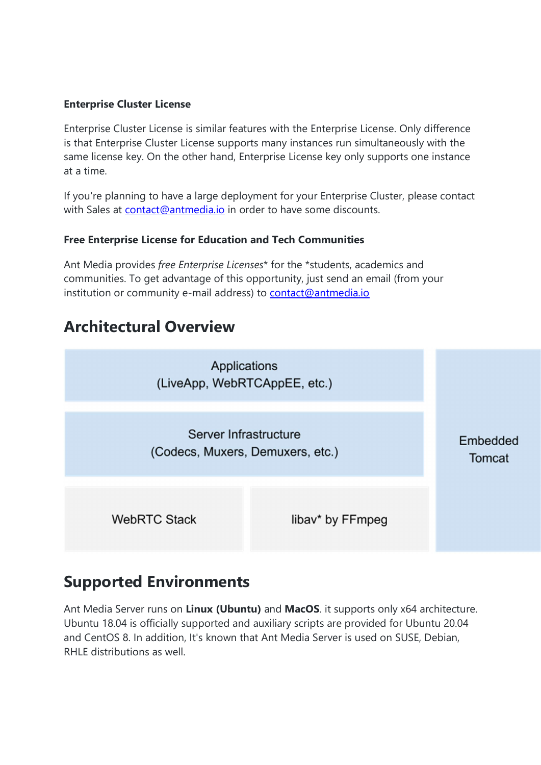### Enterprise Cluster License

Enterprise Cluster License is similar features with the Enterprise License. Only difference is that Enterprise Cluster License supports many instances run simultaneously with the same license key. On the other hand, Enterprise License key only supports one instance at a time.

If you're planning to have a large deployment for your Enterprise Cluster, please contact with Sales at [contact@antmedia.io](mailto:contact@antmedia.io) in order to have some discounts.

### Free Enterprise License for Education and Tech Communities

Ant Media provides _free Enterprise Licenses_* for the *students, academics and communities. To get advantage of this opportunity, just send an email (from your institution or community e-mail address) to [contact@antmedia.io](mailto:contact@antmedia.io)

## Architectural Overview

Applications
(LiveApp, WebRTCAppEE, etc.)

Server Infrastructure
(Codecs, Muxers, Demuxers, etc.)

WebRTC Stack

libav* by FFmpeg

Embedded Tomcat

## Supported Environments

Ant Media Server runs on **Linux (Ubuntu)** and **MacOS**. it supports only x64 architecture. Ubuntu 18.04 is officially supported and auxiliary scripts are provided for Ubuntu 20.04 and CentOS 8. In addition, It's known that Ant Media Server is used on SUSE, Debian, RHLE distributions as well.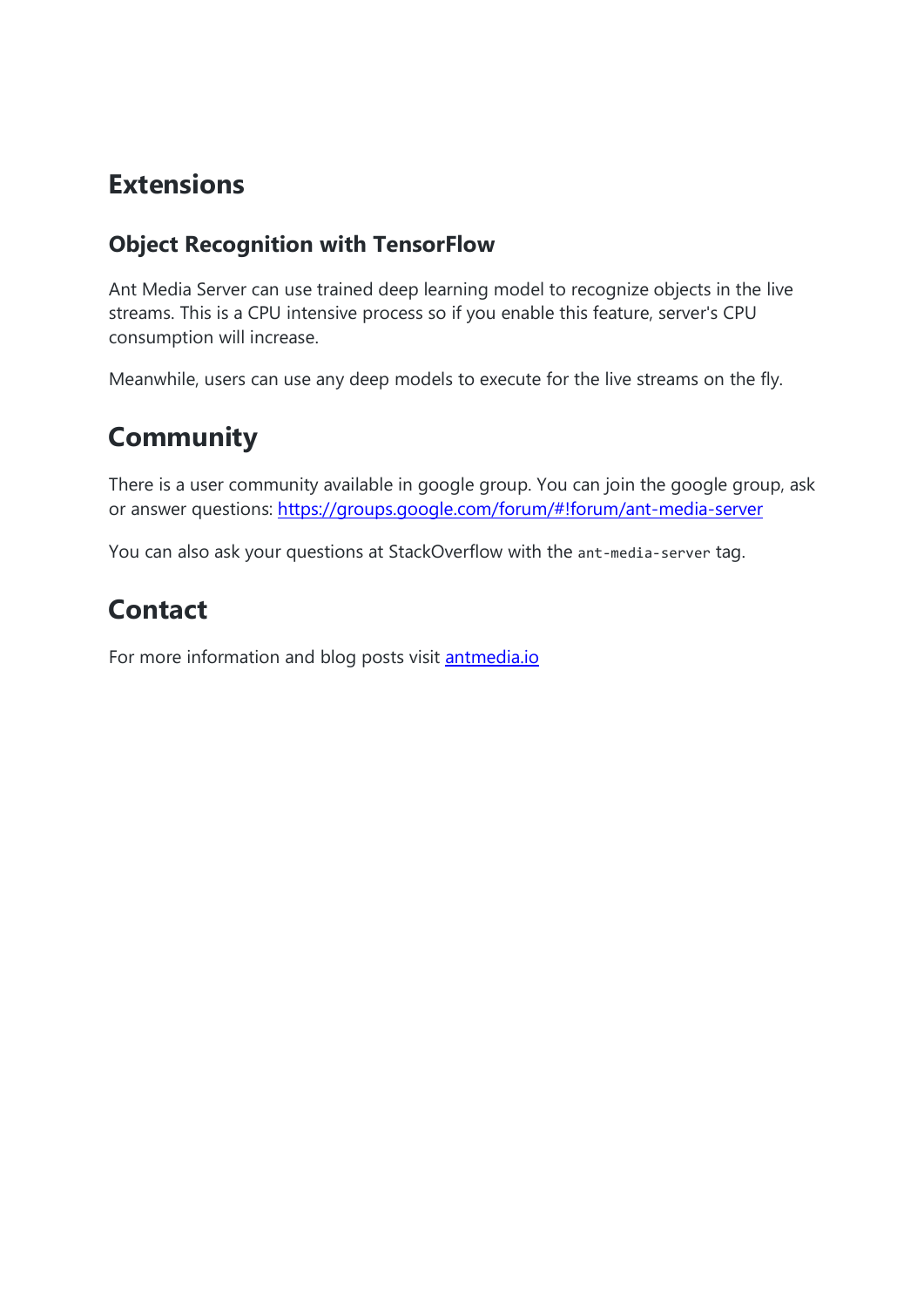# Extensions

## Object Recognition with TensorFlow

Ant Media Server can use trained deep learning model to recognize objects in the live streams. This is a CPU intensive process so if you enable this feature, server's CPU consumption will increase.

Meanwhile, users can use any deep models to execute for the live streams on the fly.

# Community

There is a user community available in google group. You can join the google group, ask or answer questions: [https://groups.google.com/forum/#!forum/ant-media-server](https://groups.google.com/forum/#!forum/ant-media-server)

You can also ask your questions at StackOverflow with the `ant-media-server` tag.

# Contact

For more information and blog posts visit [antmedia.io](antmedia.io)